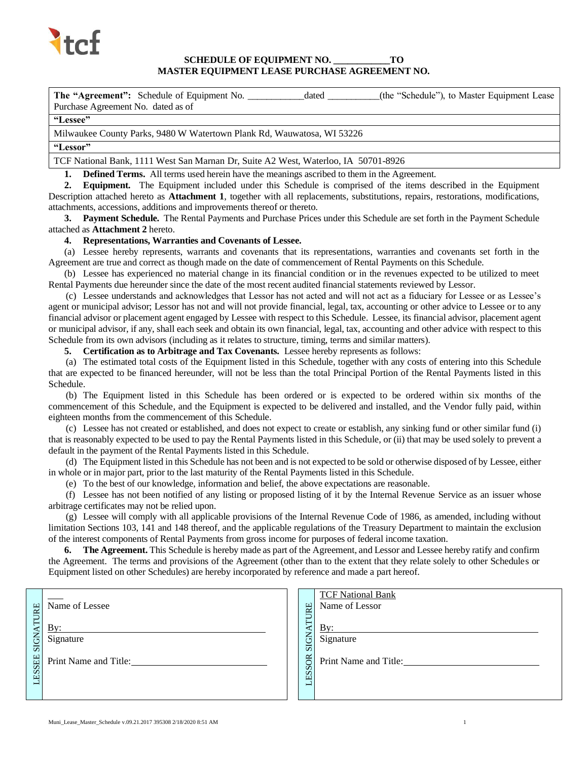## SCHEDULE OF EQUIPMENT NO. \_\_\_\_\_\_\_\_\_\_\_\_TO MASTER EQUIPMENT LEASE PURCHASE AGREEMENT NO.

| **The "Agreement":** Schedule of Equipment No. ____________dated ___________(the "Schedule"), to Master Equipment Lease Purchase Agreement No. dated as of |
|---|
| **"Lessee"** |
| Milwaukee County Parks, 9480 W Watertown Plank Rd, Wauwatosa, WI 53226 |
| **"Lessor"** |
| TCF National Bank, 1111 West San Marnan Dr, Suite A2 West, Waterloo, IA 50701-8926 |

**1. Defined Terms.** All terms used herein have the meanings ascribed to them in the Agreement.

**2. Equipment.** The Equipment included under this Schedule is comprised of the items described in the Equipment Description attached hereto as **Attachment 1**, together with all replacements, substitutions, repairs, restorations, modifications, attachments, accessions, additions and improvements thereof or thereto.

**3. Payment Schedule.** The Rental Payments and Purchase Prices under this Schedule are set forth in the Payment Schedule attached as **Attachment 2** hereto.

**4. Representations, Warranties and Covenants of Lessee.**

(a) Lessee hereby represents, warrants and covenants that its representations, warranties and covenants set forth in the Agreement are true and correct as though made on the date of commencement of Rental Payments on this Schedule.

(b) Lessee has experienced no material change in its financial condition or in the revenues expected to be utilized to meet Rental Payments due hereunder since the date of the most recent audited financial statements reviewed by Lessor.

(c) Lessee understands and acknowledges that Lessor has not acted and will not act as a fiduciary for Lessee or as Lessee's agent or municipal advisor; Lessor has not and will not provide financial, legal, tax, accounting or other advice to Lessee or to any financial advisor or placement agent engaged by Lessee with respect to this Schedule. Lessee, its financial advisor, placement agent or municipal advisor, if any, shall each seek and obtain its own financial, legal, tax, accounting and other advice with respect to this Schedule from its own advisors (including as it relates to structure, timing, terms and similar matters).

**5. Certification as to Arbitrage and Tax Covenants.** Lessee hereby represents as follows:

(a) The estimated total costs of the Equipment listed in this Schedule, together with any costs of entering into this Schedule that are expected to be financed hereunder, will not be less than the total Principal Portion of the Rental Payments listed in this Schedule.

(b) The Equipment listed in this Schedule has been ordered or is expected to be ordered within six months of the commencement of this Schedule, and the Equipment is expected to be delivered and installed, and the Vendor fully paid, within eighteen months from the commencement of this Schedule.

(c) Lessee has not created or established, and does not expect to create or establish, any sinking fund or other similar fund (i) that is reasonably expected to be used to pay the Rental Payments listed in this Schedule, or (ii) that may be used solely to prevent a default in the payment of the Rental Payments listed in this Schedule.

(d) The Equipment listed in this Schedule has not been and is not expected to be sold or otherwise disposed of by Lessee, either in whole or in major part, prior to the last maturity of the Rental Payments listed in this Schedule.

(e) To the best of our knowledge, information and belief, the above expectations are reasonable.

(f) Lessee has not been notified of any listing or proposed listing of it by the Internal Revenue Service as an issuer whose arbitrage certificates may not be relied upon.

(g) Lessee will comply with all applicable provisions of the Internal Revenue Code of 1986, as amended, including without limitation Sections 103, 141 and 148 thereof, and the applicable regulations of the Treasury Department to maintain the exclusion of the interest components of Rental Payments from gross income for purposes of federal income taxation.

**6. The Agreement.** This Schedule is hereby made as part of the Agreement, and Lessor and Lessee hereby ratify and confirm the Agreement. The terms and provisions of the Agreement (other than to the extent that they relate solely to other Schedules or Equipment listed on other Schedules) are hereby incorporated by reference and made a part hereof.

| LESSEE SIGNATURE | | LESSOR SIGNATURE | |
|---|---|---|---|
| | \_\_\_<br>Name of Lessee<br><br>By: \_\_\_\_\_\_\_\_\_\_\_\_\_\_\_\_\_\_\_\_\_\_\_\_<br>Signature<br><br>Print Name and Title: \_\_\_\_\_\_\_\_\_\_\_\_\_\_\_\_ | | TCF National Bank<br>Name of Lessor<br><br>By: \_\_\_\_\_\_\_\_\_\_\_\_\_\_\_\_\_\_\_\_\_\_\_\_<br>Signature<br><br>Print Name and Title: \_\_\_\_\_\_\_\_\_\_\_\_\_\_\_\_ |

Muni_Lease_Master_Schedule v.09.21.2017 395308 2/18/2020 8:51 AM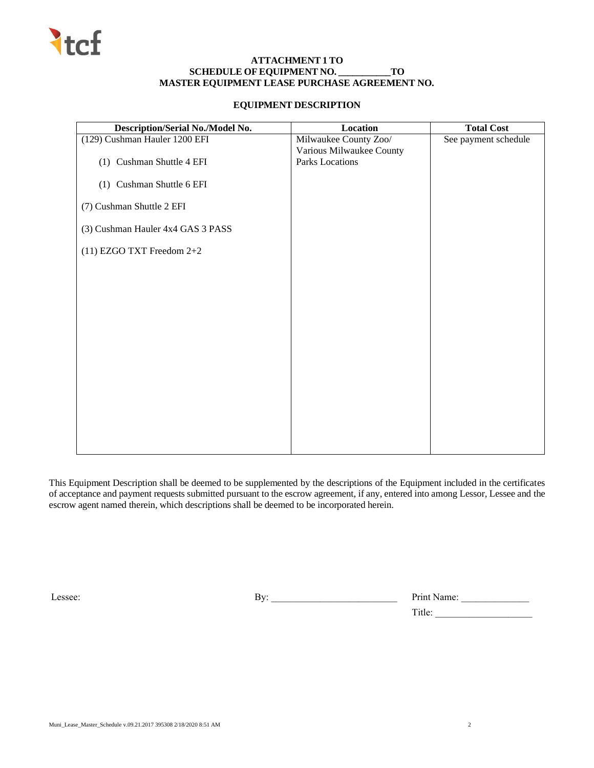**ATTACHMENT 1 TO**
**SCHEDULE OF EQUIPMENT NO. __________ TO**
**MASTER EQUIPMENT LEASE PURCHASE AGREEMENT NO.**

**EQUIPMENT DESCRIPTION**

| Description/Serial No./Model No. | Location | Total Cost |
|---|---|---|
| (129) Cushman Hauler 1200 EFI<br><br>(1) Cushman Shuttle 4 EFI<br><br>(1) Cushman Shuttle 6 EFI<br><br>(7) Cushman Shuttle 2 EFI<br><br>(3) Cushman Hauler 4x4 GAS 3 PASS<br><br>(11) EZGO TXT Freedom 2+2 | Milwaukee County Zoo/ Various Milwaukee County Parks Locations | See payment schedule |

This Equipment Description shall be deemed to be supplemented by the descriptions of the Equipment included in the certificates of acceptance and payment requests submitted pursuant to the escrow agreement, if any, entered into among Lessor, Lessee and the escrow agent named therein, which descriptions shall be deemed to be incorporated herein.

Lessee: By: __________________________ Print Name: ______________

Title: ____________________

Muni_Lease_Master_Schedule v.09.21.2017 395308 2/18/2020 8:51 AM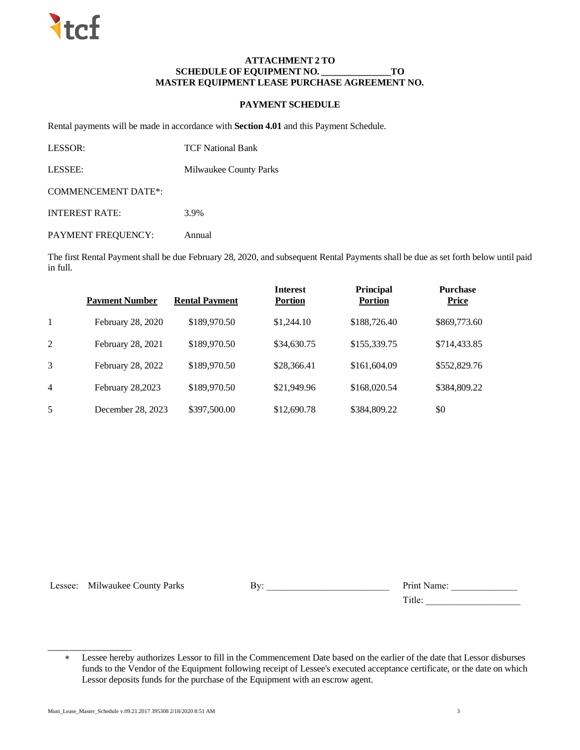tcf

**ATTACHMENT 2 TO**
**SCHEDULE OF EQUIPMENT NO. ______________TO**
**MASTER EQUIPMENT LEASE PURCHASE AGREEMENT NO.**

**PAYMENT SCHEDULE**

Rental payments will be made in accordance with **Section 4.01** and this Payment Schedule.

LESSOR: TCF National Bank

LESSEE: Milwaukee County Parks

COMMENCEMENT DATE*:

INTEREST RATE: 3.9%

PAYMENT FREQUENCY: Annual

The first Rental Payment shall be due February 28, 2020, and subsequent Rental Payments shall be due as set forth below until paid in full.

| | Payment Number | Rental Payment | Interest Portion | Principal Portion | Purchase Price |
|---|---|---|---|---|---|
| 1 | February 28, 2020 | $189,970.50 | $1,244.10 | $188,726.40 | $869,773.60 |
| 2 | February 28, 2021 | $189,970.50 | $34,630.75 | $155,339.75 | $714,433.85 |
| 3 | February 28, 2022 | $189,970.50 | $28,366.41 | $161,604.09 | $552,829.76 |
| 4 | February 28,2023 | $189,970.50 | $21,949.96 | $168,020.54 | $384,809.22 |
| 5 | December 28, 2023 | $397,500.00 | $12,690.78 | $384,809.22 | $0 |

Lessee: Milwaukee County Parks

By: ________________________

Print Name: _____________

Title: ___________________

---

* Lessee hereby authorizes Lessor to fill in the Commencement Date based on the earlier of the date that Lessor disburses funds to the Vendor of the Equipment following receipt of Lessee's executed acceptance certificate, or the date on which Lessor deposits funds for the purchase of the Equipment with an escrow agent.

Muni_Lease_Master_Schedule v.09.21.2017 395308 2/18/2020 8:51 AM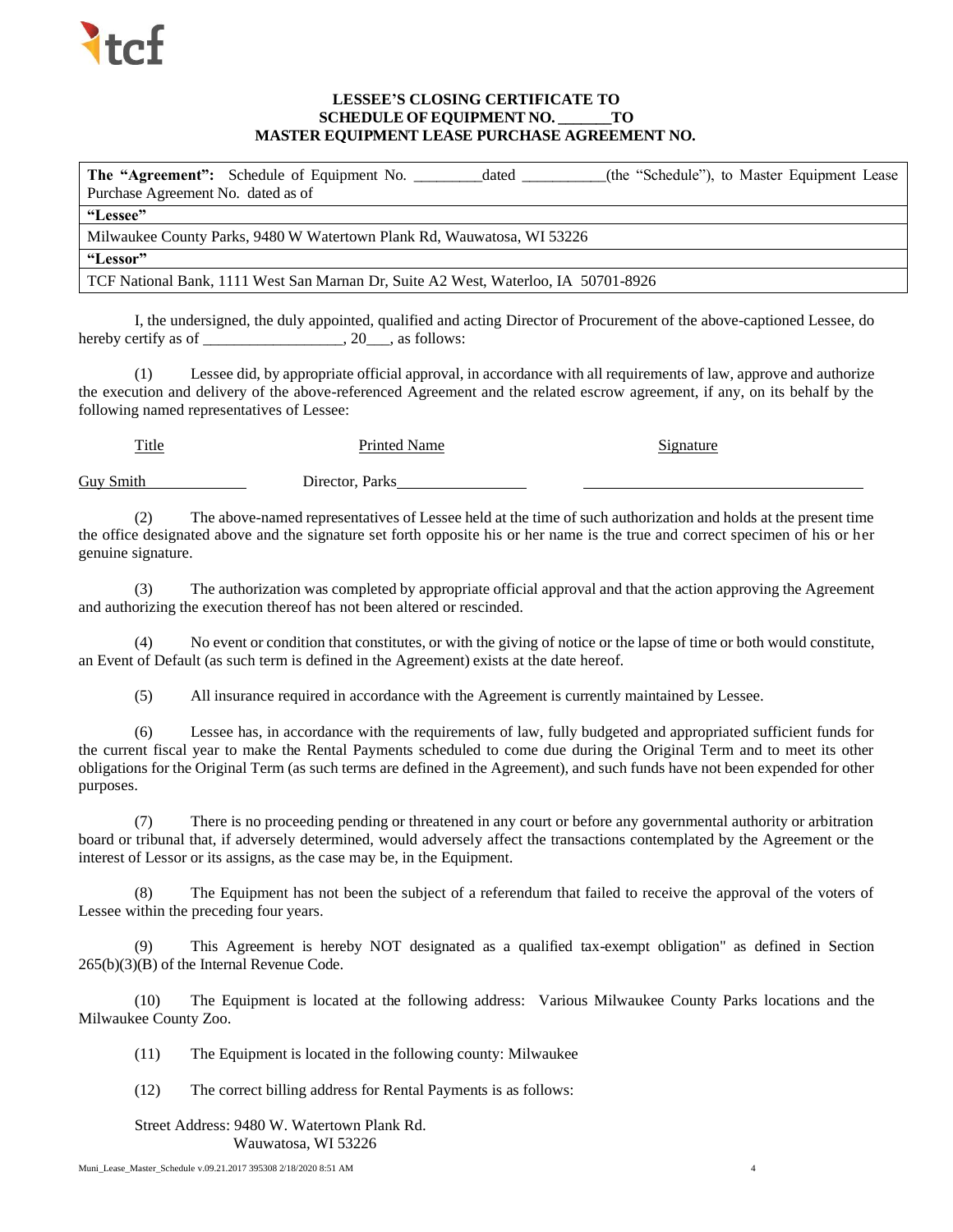**LESSEE'S CLOSING CERTIFICATE TO**
**SCHEDULE OF EQUIPMENT NO. _______TO**
**MASTER EQUIPMENT LEASE PURCHASE AGREEMENT NO.**

| **The "Agreement":** Schedule of Equipment No. _________dated ___________(the "Schedule"), to Master Equipment Lease Purchase Agreement No. dated as of |
|---|
| **"Lessee"** |
| Milwaukee County Parks, 9480 W Watertown Plank Rd, Wauwatosa, WI 53226 |
| **"Lessor"** |
| TCF National Bank, 1111 West San Marnan Dr, Suite A2 West, Waterloo, IA 50701-8926 |

I, the undersigned, the duly appointed, qualified and acting Director of Procurement of the above-captioned Lessee, do hereby certify as of __________________, 20___, as follows:

(1) Lessee did, by appropriate official approval, in accordance with all requirements of law, approve and authorize the execution and delivery of the above-referenced Agreement and the related escrow agreement, if any, on its behalf by the following named representatives of Lessee:

| Title | Printed Name | Signature |
|---|---|---|
| Guy Smith | Director, Parks | ____________________ |

(2) The above-named representatives of Lessee held at the time of such authorization and holds at the present time the office designated above and the signature set forth opposite his or her name is the true and correct specimen of his or her genuine signature.

(3) The authorization was completed by appropriate official approval and that the action approving the Agreement and authorizing the execution thereof has not been altered or rescinded.

(4) No event or condition that constitutes, or with the giving of notice or the lapse of time or both would constitute, an Event of Default (as such term is defined in the Agreement) exists at the date hereof.

(5) All insurance required in accordance with the Agreement is currently maintained by Lessee.

(6) Lessee has, in accordance with the requirements of law, fully budgeted and appropriated sufficient funds for the current fiscal year to make the Rental Payments scheduled to come due during the Original Term and to meet its other obligations for the Original Term (as such terms are defined in the Agreement), and such funds have not been expended for other purposes.

(7) There is no proceeding pending or threatened in any court or before any governmental authority or arbitration board or tribunal that, if adversely determined, would adversely affect the transactions contemplated by the Agreement or the interest of Lessor or its assigns, as the case may be, in the Equipment.

(8) The Equipment has not been the subject of a referendum that failed to receive the approval of the voters of Lessee within the preceding four years.

(9) This Agreement is hereby NOT designated as a qualified tax-exempt obligation" as defined in Section 265(b)(3)(B) of the Internal Revenue Code.

(10) The Equipment is located at the following address: Various Milwaukee County Parks locations and the Milwaukee County Zoo.

(11) The Equipment is located in the following county: Milwaukee

(12) The correct billing address for Rental Payments is as follows:

Street Address: 9480 W. Watertown Plank Rd.
Wauwatosa, WI 53226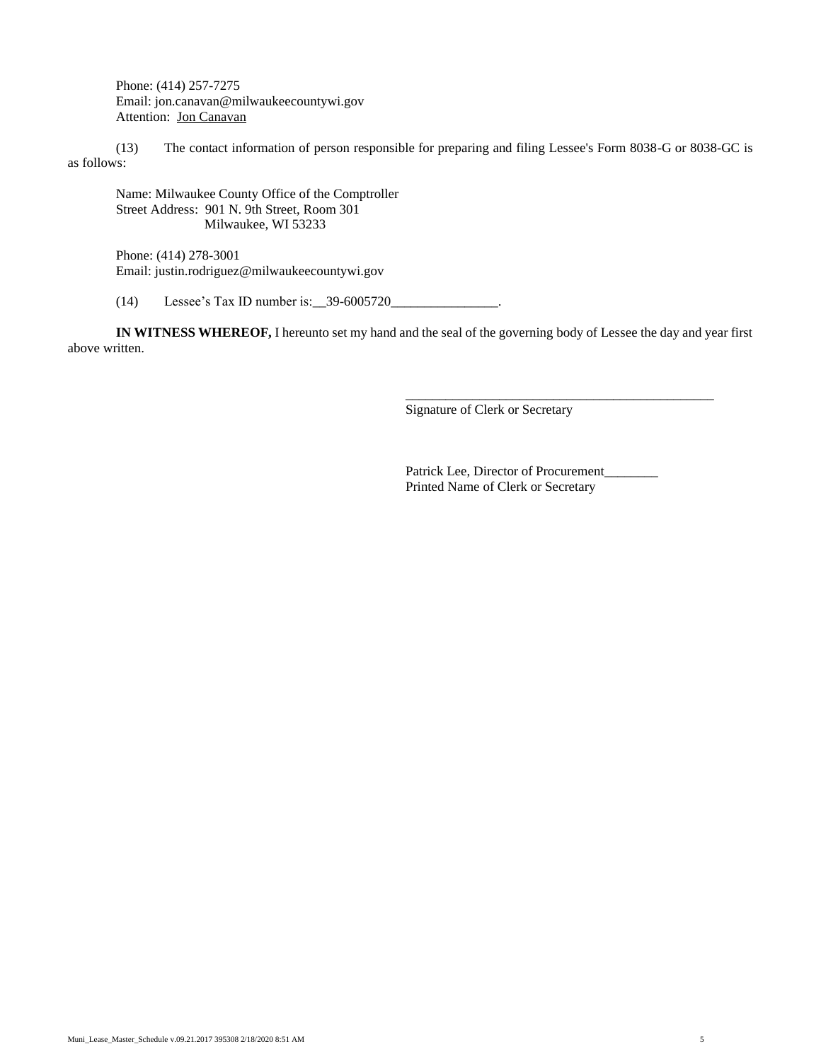Phone: (414) 257-7275
Email: jon.canavan@milwaukeecountywi.gov
Attention: Jon Canavan

(13) The contact information of person responsible for preparing and filing Lessee's Form 8038-G or 8038-GC is as follows:

Name: Milwaukee County Office of the Comptroller
Street Address: 901 N. 9th Street, Room 301
Milwaukee, WI 53233

Phone: (414) 278-3001
Email: justin.rodriguez@milwaukeecountywi.gov

(14) Lessee's Tax ID number is:__39-6005720________________.

**IN WITNESS WHEREOF,** I hereunto set my hand and the seal of the governing body of Lessee the day and year first above written.

\_\_\_\_\_\_\_\_\_\_\_\_\_\_\_\_\_\_\_\_\_\_\_\_\_\_\_\_\_\_\_\_\_\_\_\_\_\_\_\_\_\_\_\_\_\_
Signature of Clerk or Secretary

Patrick Lee, Director of Procurement________
Printed Name of Clerk or Secretary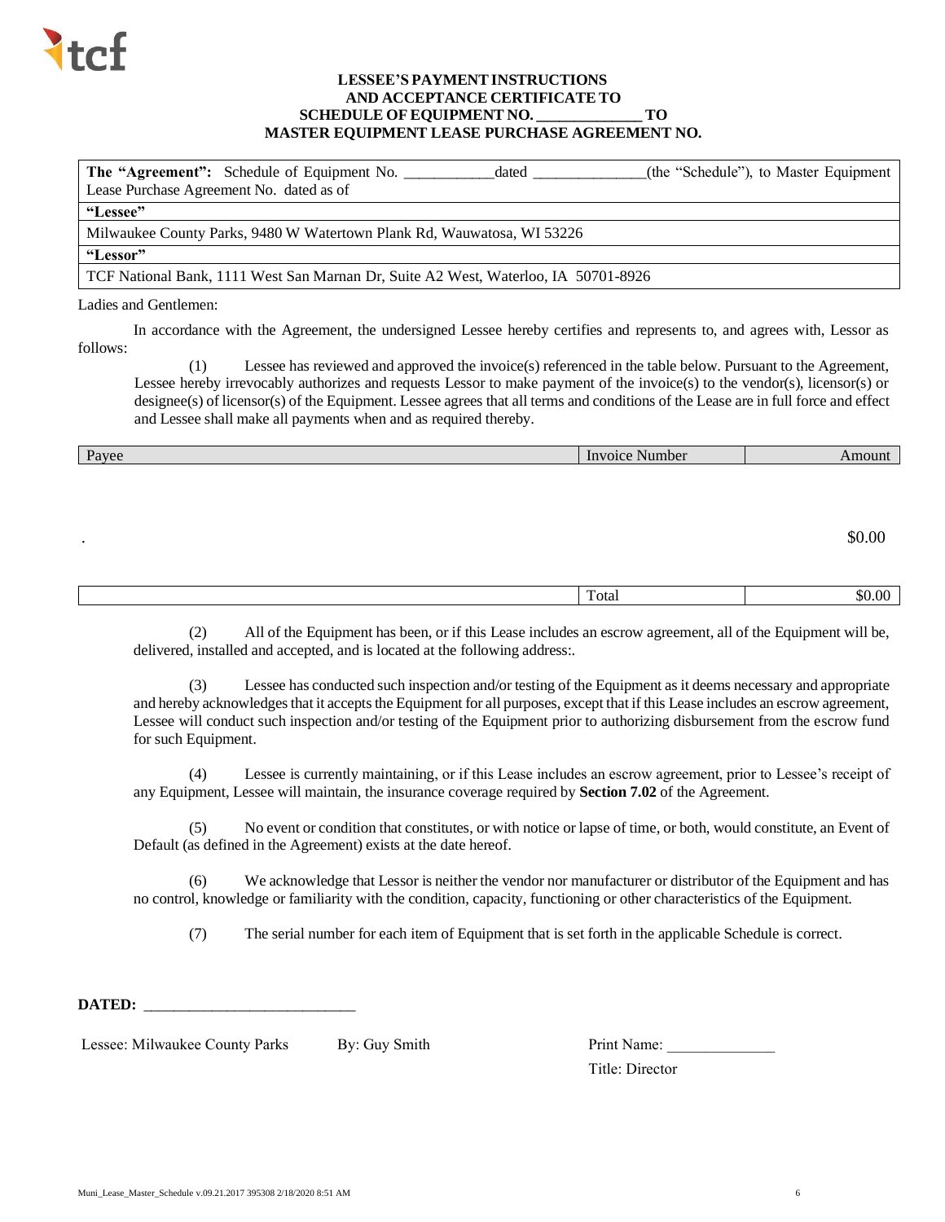tcf

**LESSEE'S PAYMENT INSTRUCTIONS**
**AND ACCEPTANCE CERTIFICATE TO**
**SCHEDULE OF EQUIPMENT NO. _____________ TO**
**MASTER EQUIPMENT LEASE PURCHASE AGREEMENT NO.**

| **The "Agreement":** Schedule of Equipment No. ___________dated ______________(the "Schedule"), to Master Equipment Lease Purchase Agreement No. dated as of |
|---|
| **"Lessee"** |
| Milwaukee County Parks, 9480 W Watertown Plank Rd, Wauwatosa, WI 53226 |
| **"Lessor"** |
| TCF National Bank, 1111 West San Marnan Dr, Suite A2 West, Waterloo, IA 50701-8926 |

Ladies and Gentlemen:

In accordance with the Agreement, the undersigned Lessee hereby certifies and represents to, and agrees with, Lessor as follows:

(1) Lessee has reviewed and approved the invoice(s) referenced in the table below. Pursuant to the Agreement, Lessee hereby irrevocably authorizes and requests Lessor to make payment of the invoice(s) to the vendor(s), licensor(s) or designee(s) of licensor(s) of the Equipment. Lessee agrees that all terms and conditions of the Lease are in full force and effect and Lessee shall make all payments when and as required thereby.

| Payee | Invoice Number | Amount |
|---|---|---|
| . | | $0.00 |
| | Total | $0.00 |

(2) All of the Equipment has been, or if this Lease includes an escrow agreement, all of the Equipment will be, delivered, installed and accepted, and is located at the following address:.

(3) Lessee has conducted such inspection and/or testing of the Equipment as it deems necessary and appropriate and hereby acknowledges that it accepts the Equipment for all purposes, except that if this Lease includes an escrow agreement, Lessee will conduct such inspection and/or testing of the Equipment prior to authorizing disbursement from the escrow fund for such Equipment.

(4) Lessee is currently maintaining, or if this Lease includes an escrow agreement, prior to Lessee's receipt of any Equipment, Lessee will maintain, the insurance coverage required by **Section 7.02** of the Agreement.

(5) No event or condition that constitutes, or with notice or lapse of time, or both, would constitute, an Event of Default (as defined in the Agreement) exists at the date hereof.

(6) We acknowledge that Lessor is neither the vendor nor manufacturer or distributor of the Equipment and has no control, knowledge or familiarity with the condition, capacity, functioning or other characteristics of the Equipment.

(7) The serial number for each item of Equipment that is set forth in the applicable Schedule is correct.

**DATED:** ___________________________

Lessee: Milwaukee County Parks    By: Guy Smith    Print Name: ______________

Title: Director

Muni_Lease_Master_Schedule v.09.21.2017 395308 2/18/2020 8:51 AM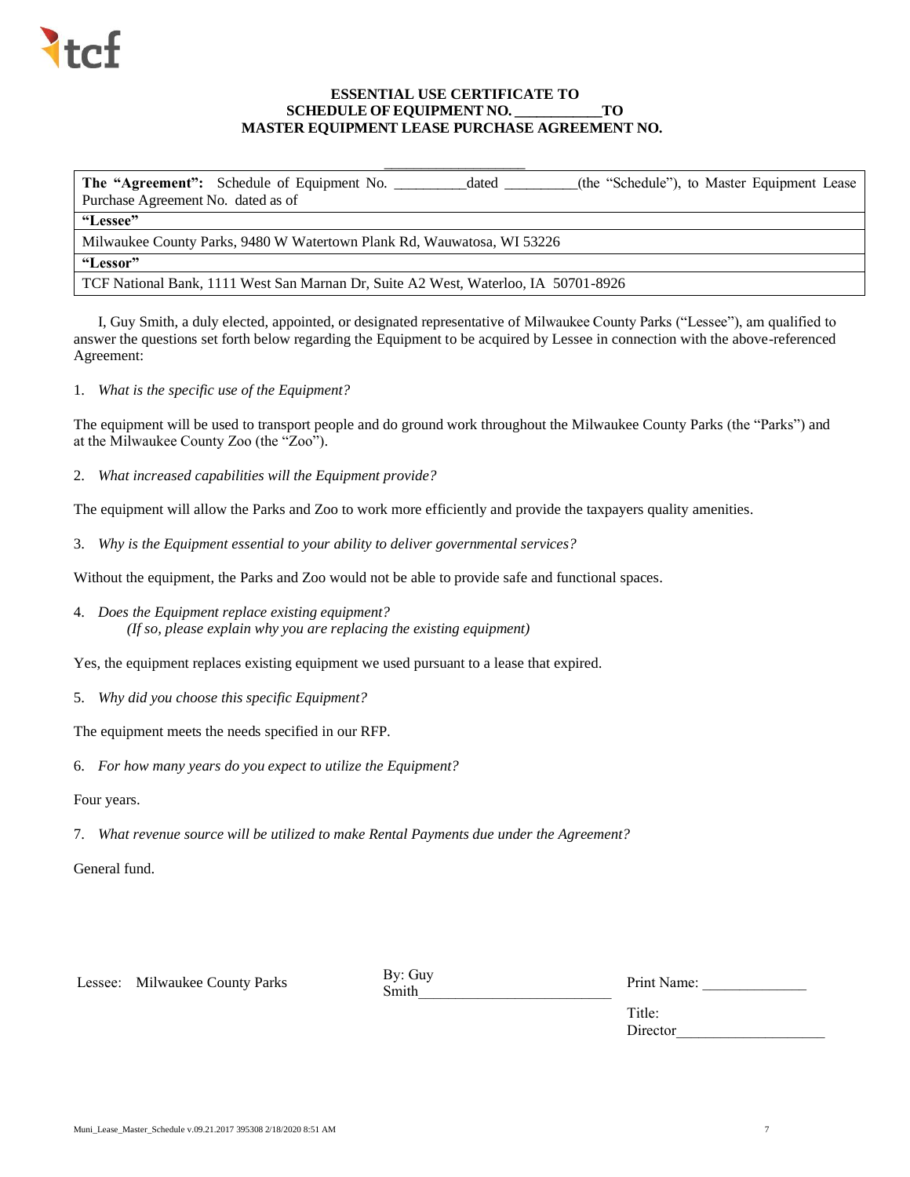**ESSENTIAL USE CERTIFICATE TO**
**SCHEDULE OF EQUIPMENT NO. ___________TO**
**MASTER EQUIPMENT LEASE PURCHASE AGREEMENT NO.**

___________________

| **The "Agreement":** Schedule of Equipment No. _________dated _________(the "Schedule"), to Master Equipment Lease Purchase Agreement No. dated as of |
|---|
| **"Lessee"** |
| Milwaukee County Parks, 9480 W Watertown Plank Rd, Wauwatosa, WI 53226 |
| **"Lessor"** |
| TCF National Bank, 1111 West San Marnan Dr, Suite A2 West, Waterloo, IA 50701-8926 |

I, Guy Smith, a duly elected, appointed, or designated representative of Milwaukee County Parks ("Lessee"), am qualified to answer the questions set forth below regarding the Equipment to be acquired by Lessee in connection with the above-referenced Agreement:

1. *What is the specific use of the Equipment?*

The equipment will be used to transport people and do ground work throughout the Milwaukee County Parks (the "Parks") and at the Milwaukee County Zoo (the "Zoo").

2. *What increased capabilities will the Equipment provide?*

The equipment will allow the Parks and Zoo to work more efficiently and provide the taxpayers quality amenities.

3. *Why is the Equipment essential to your ability to deliver governmental services?*

Without the equipment, the Parks and Zoo would not be able to provide safe and functional spaces.

4. *Does the Equipment replace existing equipment?*
   *(If so, please explain why you are replacing the existing equipment)*

Yes, the equipment replaces existing equipment we used pursuant to a lease that expired.

5. *Why did you choose this specific Equipment?*

The equipment meets the needs specified in our RFP.

6. *For how many years do you expect to utilize the Equipment?*

Four years.

7. *What revenue source will be utilized to make Rental Payments due under the Agreement?*

General fund.

Lessee: Milwaukee County Parks

By: Guy Smith_________________________

Print Name: _____________

Title: Director___________________